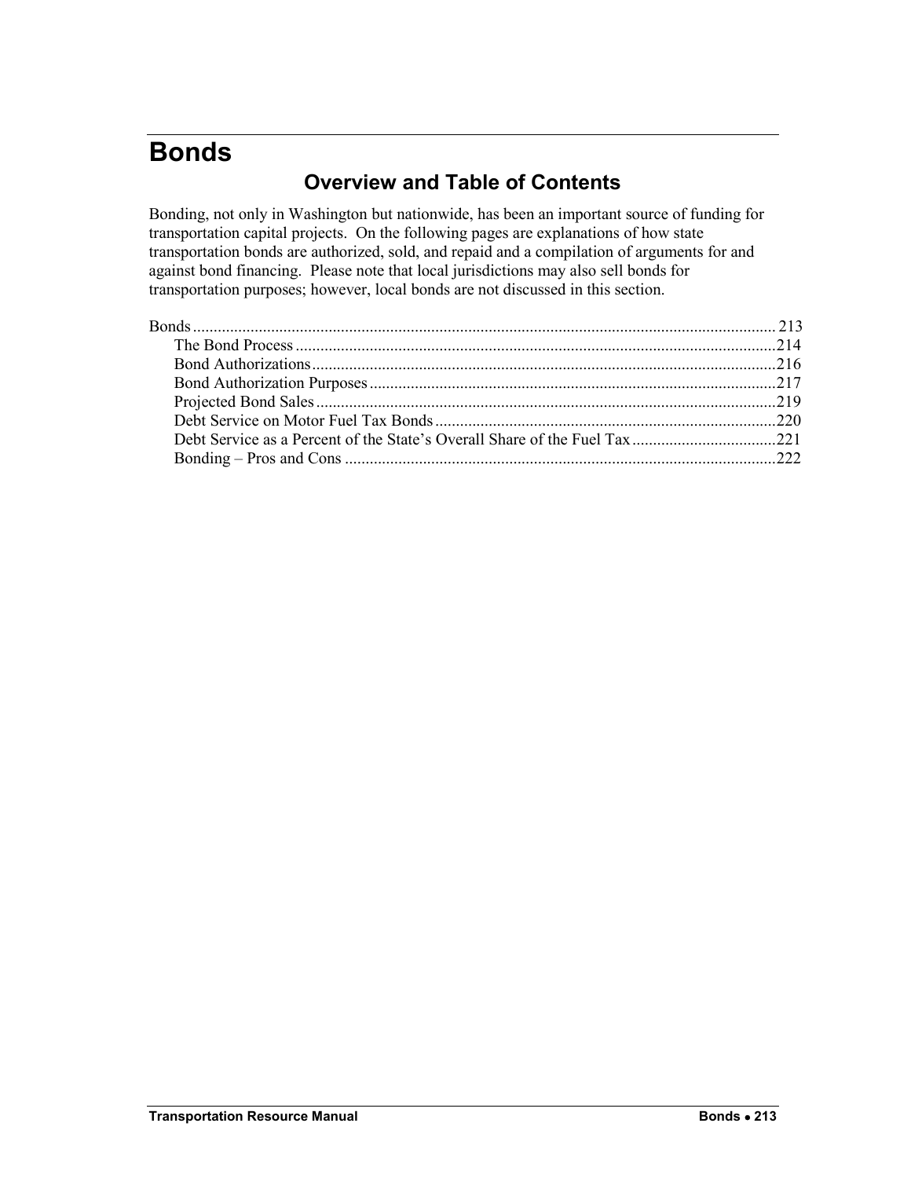# Bonds

## Overview and Table of Contents

Bonding, not only in Washington but nationwide, has been an important source of funding for transportation capital projects. On the following pages are explanations of how state transportation bonds are authorized, sold, and repaid and a compilation of arguments for and against bond financing. Please note that local jurisdictions may also sell bonds for transportation purposes; however, local bonds are not discussed in this section.

Bonds ........................................................................................................................................ 213
- The Bond Process ..................................................................................................................214
- Bond Authorizations ..............................................................................................................216
- Bond Authorization Purposes ................................................................................................217
- Projected Bond Sales .............................................................................................................219
- Debt Service on Motor Fuel Tax Bonds ................................................................................220
- Debt Service as a Percent of the State's Overall Share of the Fuel Tax .................................221
- Bonding – Pros and Cons ......................................................................................................222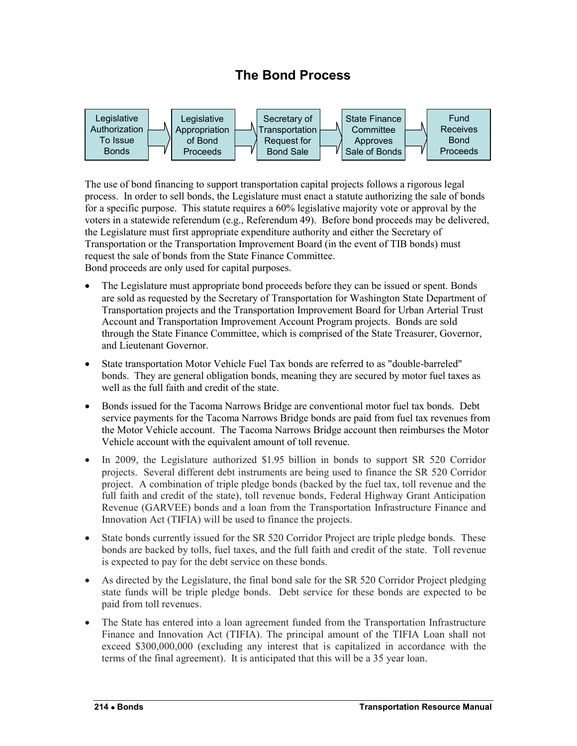# The Bond Process

Legislative Authorization To Issue Bonds → Legislative Appropriation of Bond Proceeds → Secretary of Transportation Request for Bond Sale → State Finance Committee Approves Sale of Bonds → Fund Receives Bond Proceeds

The use of bond financing to support transportation capital projects follows a rigorous legal process. In order to sell bonds, the Legislature must enact a statute authorizing the sale of bonds for a specific purpose. This statute requires a 60% legislative majority vote or approval by the voters in a statewide referendum (e.g., Referendum 49). Before bond proceeds may be delivered, the Legislature must first appropriate expenditure authority and either the Secretary of Transportation or the Transportation Improvement Board (in the event of TIB bonds) must request the sale of bonds from the State Finance Committee.
Bond proceeds are only used for capital purposes.

- The Legislature must appropriate bond proceeds before they can be issued or spent. Bonds are sold as requested by the Secretary of Transportation for Washington State Department of Transportation projects and the Transportation Improvement Board for Urban Arterial Trust Account and Transportation Improvement Account Program projects. Bonds are sold through the State Finance Committee, which is comprised of the State Treasurer, Governor, and Lieutenant Governor.
- State transportation Motor Vehicle Fuel Tax bonds are referred to as "double-barreled" bonds. They are general obligation bonds, meaning they are secured by motor fuel taxes as well as the full faith and credit of the state.
- Bonds issued for the Tacoma Narrows Bridge are conventional motor fuel tax bonds. Debt service payments for the Tacoma Narrows Bridge bonds are paid from fuel tax revenues from the Motor Vehicle account. The Tacoma Narrows Bridge account then reimburses the Motor Vehicle account with the equivalent amount of toll revenue.
- In 2009, the Legislature authorized $1.95 billion in bonds to support SR 520 Corridor projects. Several different debt instruments are being used to finance the SR 520 Corridor project. A combination of triple pledge bonds (backed by the fuel tax, toll revenue and the full faith and credit of the state), toll revenue bonds, Federal Highway Grant Anticipation Revenue (GARVEE) bonds and a loan from the Transportation Infrastructure Finance and Innovation Act (TIFIA) will be used to finance the projects.
- State bonds currently issued for the SR 520 Corridor Project are triple pledge bonds. These bonds are backed by tolls, fuel taxes, and the full faith and credit of the state. Toll revenue is expected to pay for the debt service on these bonds.
- As directed by the Legislature, the final bond sale for the SR 520 Corridor Project pledging state funds will be triple pledge bonds. Debt service for these bonds are expected to be paid from toll revenues.
- The State has entered into a loan agreement funded from the Transportation Infrastructure Finance and Innovation Act (TIFIA). The principal amount of the TIFIA Loan shall not exceed $300,000,000 (excluding any interest that is capitalized in accordance with the terms of the final agreement). It is anticipated that this will be a 35 year loan.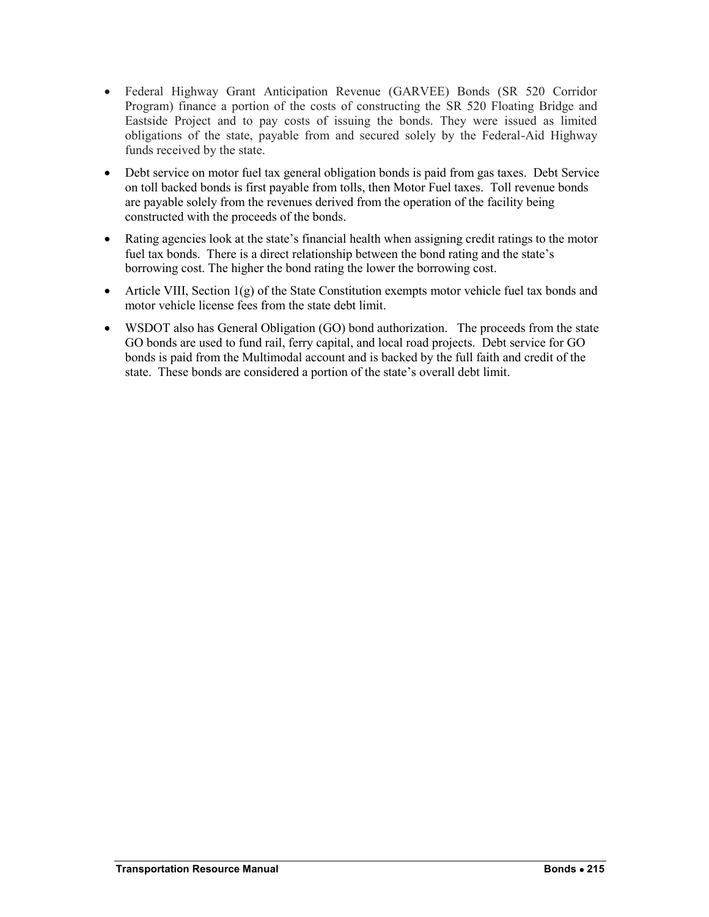- Federal Highway Grant Anticipation Revenue (GARVEE) Bonds (SR 520 Corridor Program) finance a portion of the costs of constructing the SR 520 Floating Bridge and Eastside Project and to pay costs of issuing the bonds. They were issued as limited obligations of the state, payable from and secured solely by the Federal-Aid Highway funds received by the state.
- Debt service on motor fuel tax general obligation bonds is paid from gas taxes. Debt Service on toll backed bonds is first payable from tolls, then Motor Fuel taxes. Toll revenue bonds are payable solely from the revenues derived from the operation of the facility being constructed with the proceeds of the bonds.
- Rating agencies look at the state's financial health when assigning credit ratings to the motor fuel tax bonds. There is a direct relationship between the bond rating and the state's borrowing cost. The higher the bond rating the lower the borrowing cost.
- Article VIII, Section 1(g) of the State Constitution exempts motor vehicle fuel tax bonds and motor vehicle license fees from the state debt limit.
- WSDOT also has General Obligation (GO) bond authorization. The proceeds from the state GO bonds are used to fund rail, ferry capital, and local road projects. Debt service for GO bonds is paid from the Multimodal account and is backed by the full faith and credit of the state. These bonds are considered a portion of the state's overall debt limit.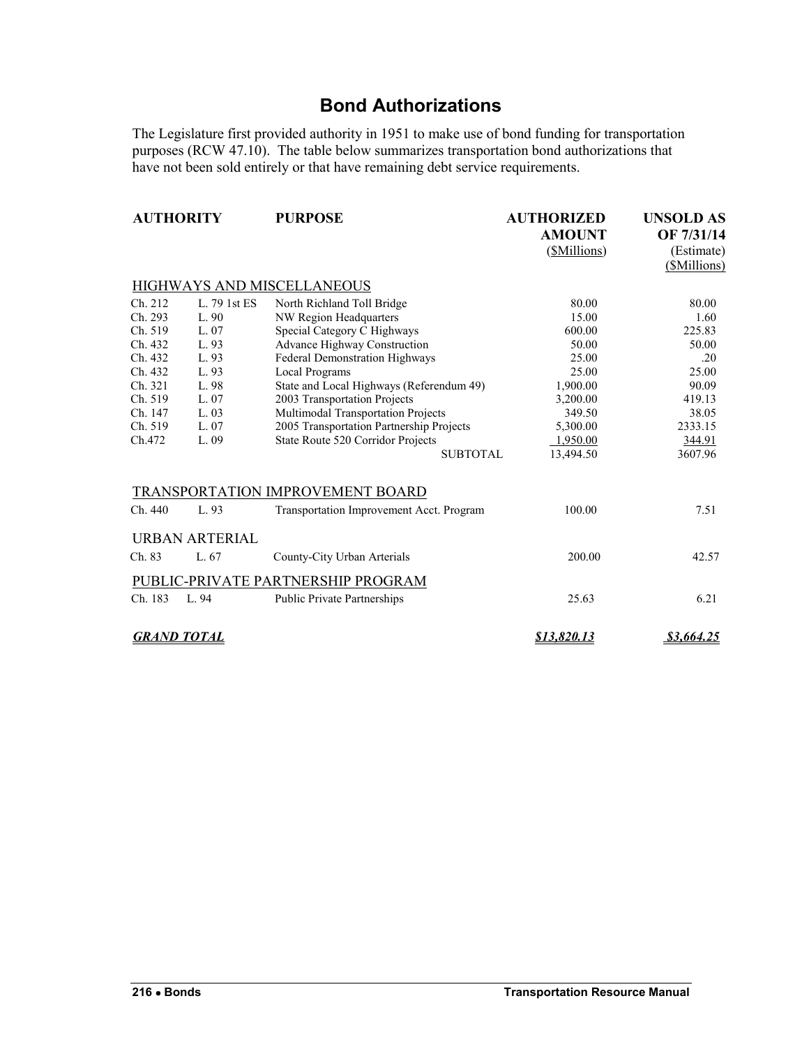# Bond Authorizations

The Legislature first provided authority in 1951 to make use of bond funding for transportation purposes (RCW 47.10). The table below summarizes transportation bond authorizations that have not been sold entirely or that have remaining debt service requirements.

| AUTHORITY | | PURPOSE | AUTHORIZED AMOUNT ($Millions) | UNSOLD AS OF 7/31/14 (Estimate) ($Millions) |
|---|---|---|---|---|
| HIGHWAYS AND MISCELLANEOUS | | | | |
| Ch. 212 | L. 79 1st ES | North Richland Toll Bridge | 80.00 | 80.00 |
| Ch. 293 | L. 90 | NW Region Headquarters | 15.00 | 1.60 |
| Ch. 519 | L. 07 | Special Category C Highways | 600.00 | 225.83 |
| Ch. 432 | L. 93 | Advance Highway Construction | 50.00 | 50.00 |
| Ch. 432 | L. 93 | Federal Demonstration Highways | 25.00 | .20 |
| Ch. 432 | L. 93 | Local Programs | 25.00 | 25.00 |
| Ch. 321 | L. 98 | State and Local Highways (Referendum 49) | 1,900.00 | 90.09 |
| Ch. 519 | L. 07 | 2003 Transportation Projects | 3,200.00 | 419.13 |
| Ch. 147 | L. 03 | Multimodal Transportation Projects | 349.50 | 38.05 |
| Ch. 519 | L. 07 | 2005 Transportation Partnership Projects | 5,300.00 | 2333.15 |
| Ch.472 | L. 09 | State Route 520 Corridor Projects | 1,950.00 | 344.91 |
| | | SUBTOTAL | 13,494.50 | 3607.96 |
| TRANSPORTATION IMPROVEMENT BOARD | | | | |
| Ch. 440 | L. 93 | Transportation Improvement Acct. Program | 100.00 | 7.51 |
| URBAN ARTERIAL | | | | |
| Ch. 83 | L. 67 | County-City Urban Arterials | 200.00 | 42.57 |
| PUBLIC-PRIVATE PARTNERSHIP PROGRAM | | | | |
| Ch. 183 | L. 94 | Public Private Partnerships | 25.63 | 6.21 |
| ***GRAND TOTAL*** | | | ***$13,820.13*** | ***$3,664.25*** |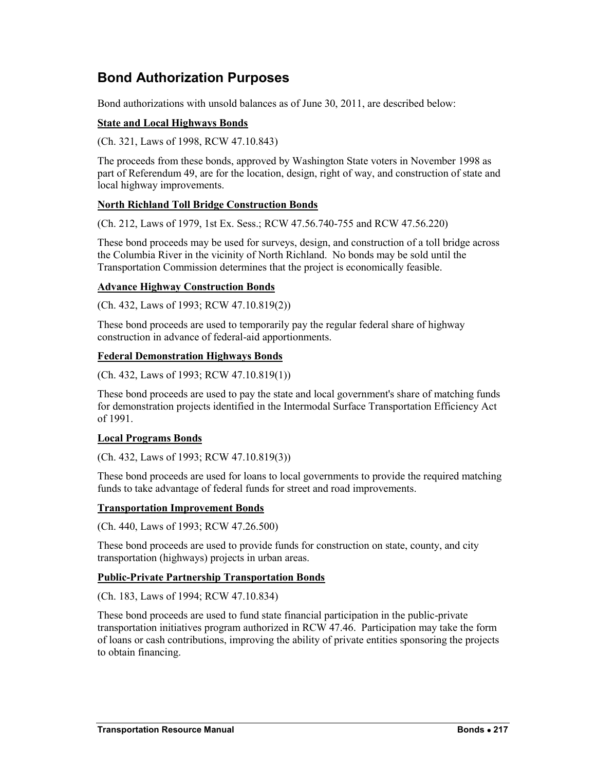## Bond Authorization Purposes

Bond authorizations with unsold balances as of June 30, 2011, are described below:

### State and Local Highways Bonds

(Ch. 321, Laws of 1998, RCW 47.10.843)

The proceeds from these bonds, approved by Washington State voters in November 1998 as part of Referendum 49, are for the location, design, right of way, and construction of state and local highway improvements.

### North Richland Toll Bridge Construction Bonds

(Ch. 212, Laws of 1979, 1st Ex. Sess.; RCW 47.56.740-755 and RCW 47.56.220)

These bond proceeds may be used for surveys, design, and construction of a toll bridge across the Columbia River in the vicinity of North Richland. No bonds may be sold until the Transportation Commission determines that the project is economically feasible.

### Advance Highway Construction Bonds

(Ch. 432, Laws of 1993; RCW 47.10.819(2))

These bond proceeds are used to temporarily pay the regular federal share of highway construction in advance of federal-aid apportionments.

### Federal Demonstration Highways Bonds

(Ch. 432, Laws of 1993; RCW 47.10.819(1))

These bond proceeds are used to pay the state and local government's share of matching funds for demonstration projects identified in the Intermodal Surface Transportation Efficiency Act of 1991.

### Local Programs Bonds

(Ch. 432, Laws of 1993; RCW 47.10.819(3))

These bond proceeds are used for loans to local governments to provide the required matching funds to take advantage of federal funds for street and road improvements.

### Transportation Improvement Bonds

(Ch. 440, Laws of 1993; RCW 47.26.500)

These bond proceeds are used to provide funds for construction on state, county, and city transportation (highways) projects in urban areas.

### Public-Private Partnership Transportation Bonds

(Ch. 183, Laws of 1994; RCW 47.10.834)

These bond proceeds are used to fund state financial participation in the public-private transportation initiatives program authorized in RCW 47.46. Participation may take the form of loans or cash contributions, improving the ability of private entities sponsoring the projects to obtain financing.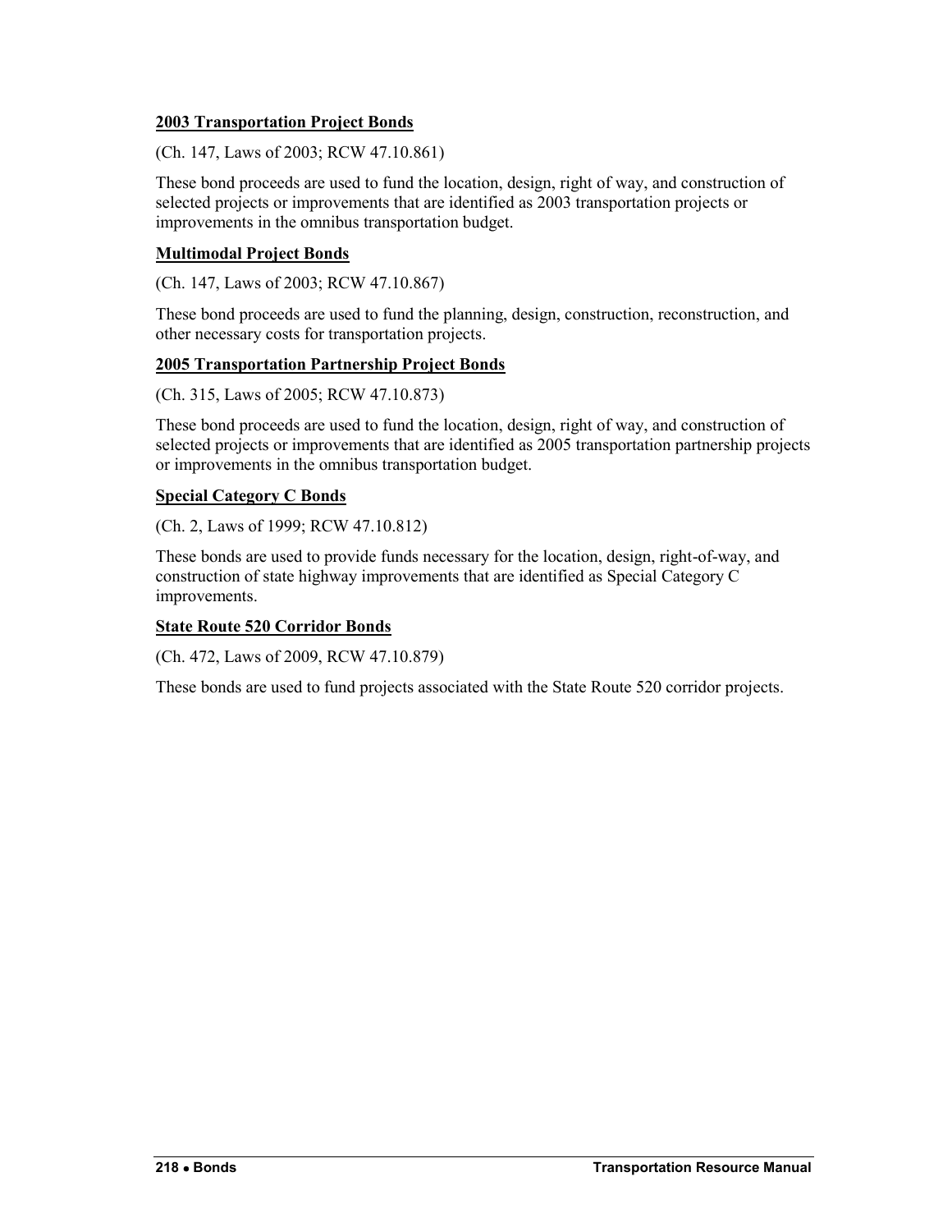**2003 Transportation Project Bonds**

(Ch. 147, Laws of 2003; RCW 47.10.861)

These bond proceeds are used to fund the location, design, right of way, and construction of selected projects or improvements that are identified as 2003 transportation projects or improvements in the omnibus transportation budget.

**Multimodal Project Bonds**

(Ch. 147, Laws of 2003; RCW 47.10.867)

These bond proceeds are used to fund the planning, design, construction, reconstruction, and other necessary costs for transportation projects.

**2005 Transportation Partnership Project Bonds**

(Ch. 315, Laws of 2005; RCW 47.10.873)

These bond proceeds are used to fund the location, design, right of way, and construction of selected projects or improvements that are identified as 2005 transportation partnership projects or improvements in the omnibus transportation budget.

**Special Category C Bonds**

(Ch. 2, Laws of 1999; RCW 47.10.812)

These bonds are used to provide funds necessary for the location, design, right-of-way, and construction of state highway improvements that are identified as Special Category C improvements.

**State Route 520 Corridor Bonds**

(Ch. 472, Laws of 2009, RCW 47.10.879)

These bonds are used to fund projects associated with the State Route 520 corridor projects.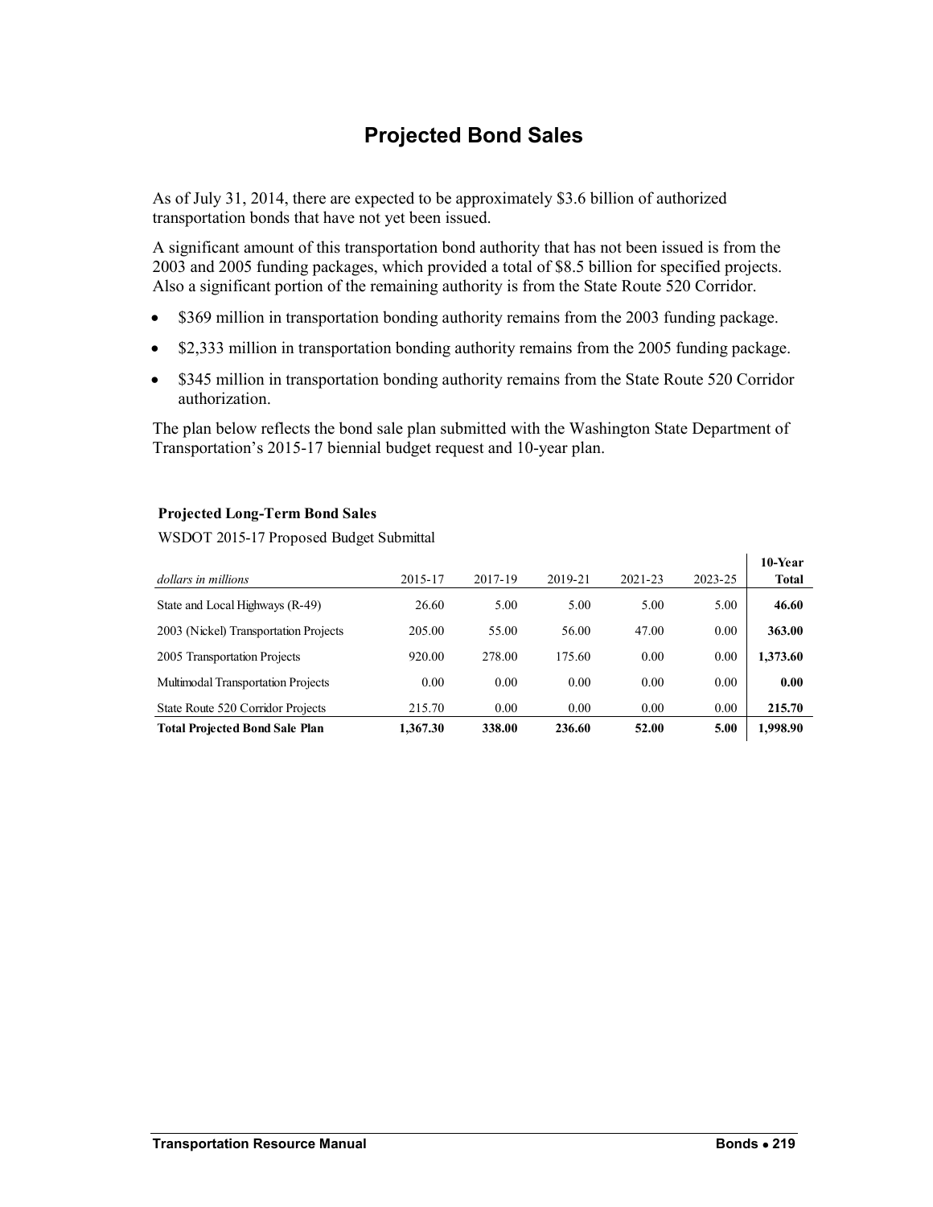# Projected Bond Sales

As of July 31, 2014, there are expected to be approximately $3.6 billion of authorized transportation bonds that have not yet been issued.

A significant amount of this transportation bond authority that has not been issued is from the 2003 and 2005 funding packages, which provided a total of $8.5 billion for specified projects. Also a significant portion of the remaining authority is from the State Route 520 Corridor.

- $369 million in transportation bonding authority remains from the 2003 funding package.
- $2,333 million in transportation bonding authority remains from the 2005 funding package.
- $345 million in transportation bonding authority remains from the State Route 520 Corridor authorization.

The plan below reflects the bond sale plan submitted with the Washington State Department of Transportation's 2015-17 biennial budget request and 10-year plan.

**Projected Long-Term Bond Sales**

WSDOT 2015-17 Proposed Budget Submittal

| *dollars in millions* | 2015-17 | 2017-19 | 2019-21 | 2021-23 | 2023-25 | **10-Year Total** |
|---|---|---|---|---|---|---|
| State and Local Highways (R-49) | 26.60 | 5.00 | 5.00 | 5.00 | 5.00 | **46.60** |
| 2003 (Nickel) Transportation Projects | 205.00 | 55.00 | 56.00 | 47.00 | 0.00 | **363.00** |
| 2005 Transportation Projects | 920.00 | 278.00 | 175.60 | 0.00 | 0.00 | **1,373.60** |
| Multimodal Transportation Projects | 0.00 | 0.00 | 0.00 | 0.00 | 0.00 | **0.00** |
| State Route 520 Corridor Projects | 215.70 | 0.00 | 0.00 | 0.00 | 0.00 | **215.70** |
| **Total Projected Bond Sale Plan** | **1,367.30** | **338.00** | **236.60** | **52.00** | **5.00** | **1,998.90** |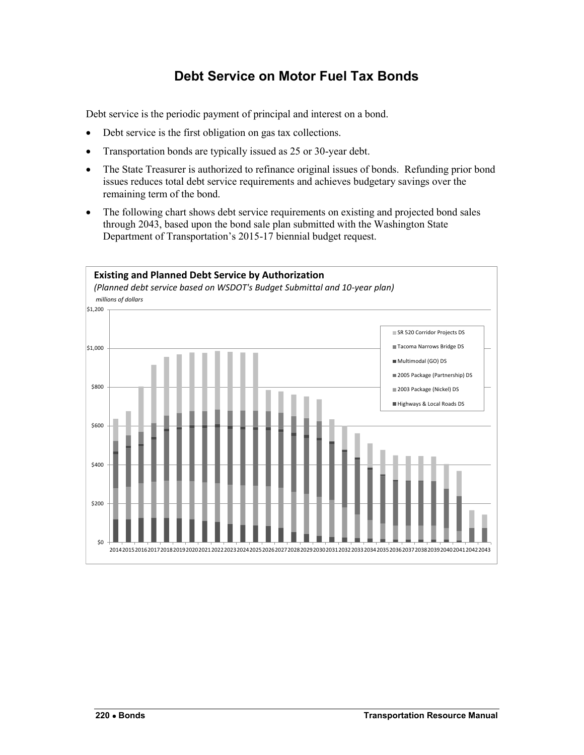# Debt Service on Motor Fuel Tax Bonds

Debt service is the periodic payment of principal and interest on a bond.

- Debt service is the first obligation on gas tax collections.
- Transportation bonds are typically issued as 25 or 30-year debt.
- The State Treasurer is authorized to refinance original issues of bonds. Refunding prior bond issues reduces total debt service requirements and achieves budgetary savings over the remaining term of the bond.
- The following chart shows debt service requirements on existing and projected bond sales through 2043, based upon the bond sale plan submitted with the Washington State Department of Transportation's 2015-17 biennial budget request.

**Existing and Planned Debt Service by Authorization**

*(Planned debt service based on WSDOT's Budget Submittal and 10-year plan)*

*millions of dollars*

$1,200
$1,000
$800
$600
$400
$200
$0

2014 2015 2016 2017 2018 2019 2020 2021 2022 2023 2024 2025 2026 2027 2028 2029 2030 2031 2032 2033 2034 2035 2036 2037 2038 2039 2040 2041 2042 2043

SR 520 Corridor Projects DS
Tacoma Narrows Bridge DS
Multimodal (GO) DS
2005 Package (Partnership) DS
2003 Package (Nickel) DS
Highways & Local Roads DS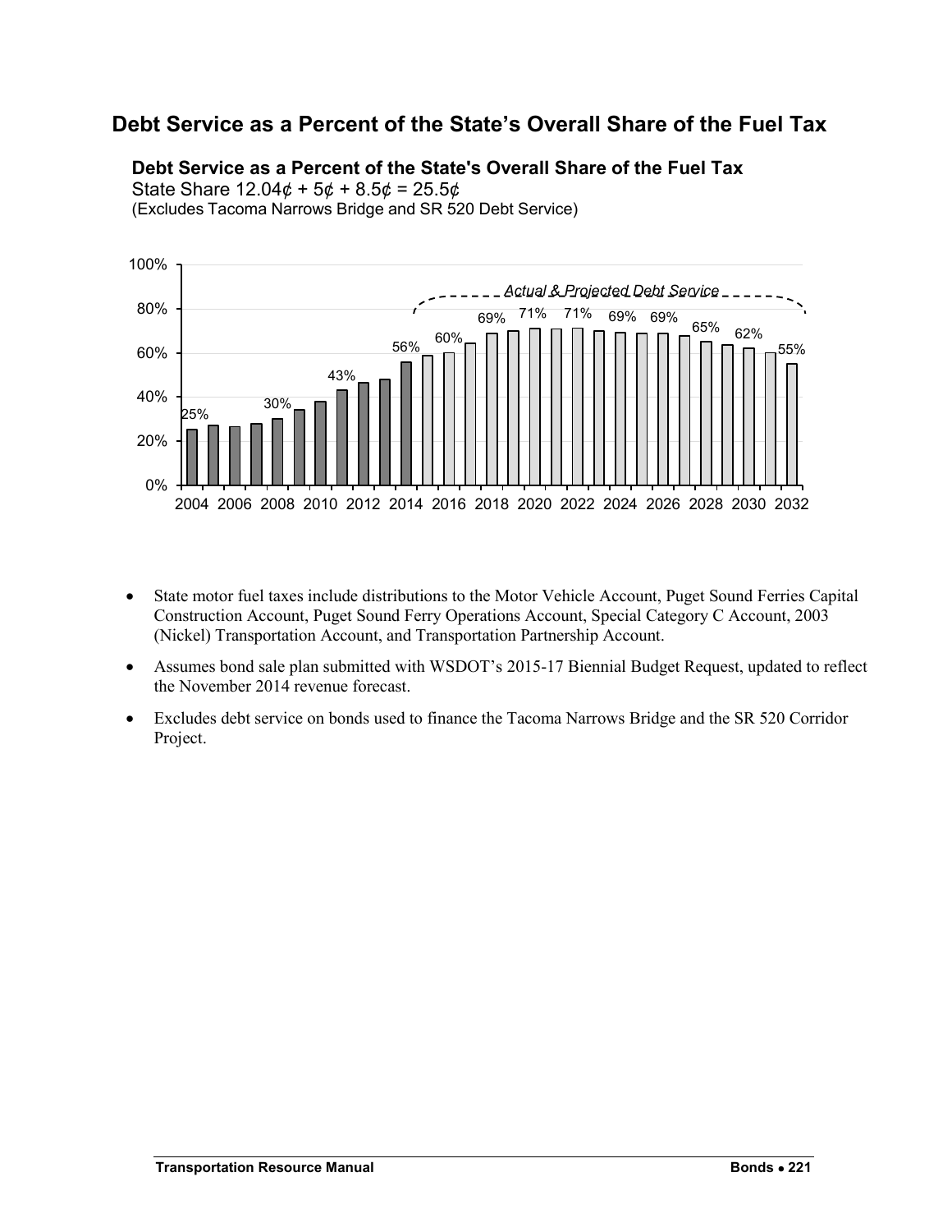## Debt Service as a Percent of the State's Overall Share of the Fuel Tax

**Debt Service as a Percent of the State's Overall Share of the Fuel Tax**

State Share 12.04¢ + 5¢ + 8.5¢ = 25.5¢

(Excludes Tacoma Narrows Bridge and SR 520 Debt Service)

*Actual & Projected Debt Service*

100%
80%
60%
40%
20%
0%

25%
30%
43%
56%
60%
69%
71%
71%
69%
69%
65%
62%
55%

2004 2006 2008 2010 2012 2014 2016 2018 2020 2022 2024 2026 2028 2030 2032

- State motor fuel taxes include distributions to the Motor Vehicle Account, Puget Sound Ferries Capital Construction Account, Puget Sound Ferry Operations Account, Special Category C Account, 2003 (Nickel) Transportation Account, and Transportation Partnership Account.
- Assumes bond sale plan submitted with WSDOT's 2015-17 Biennial Budget Request, updated to reflect the November 2014 revenue forecast.
- Excludes debt service on bonds used to finance the Tacoma Narrows Bridge and the SR 520 Corridor Project.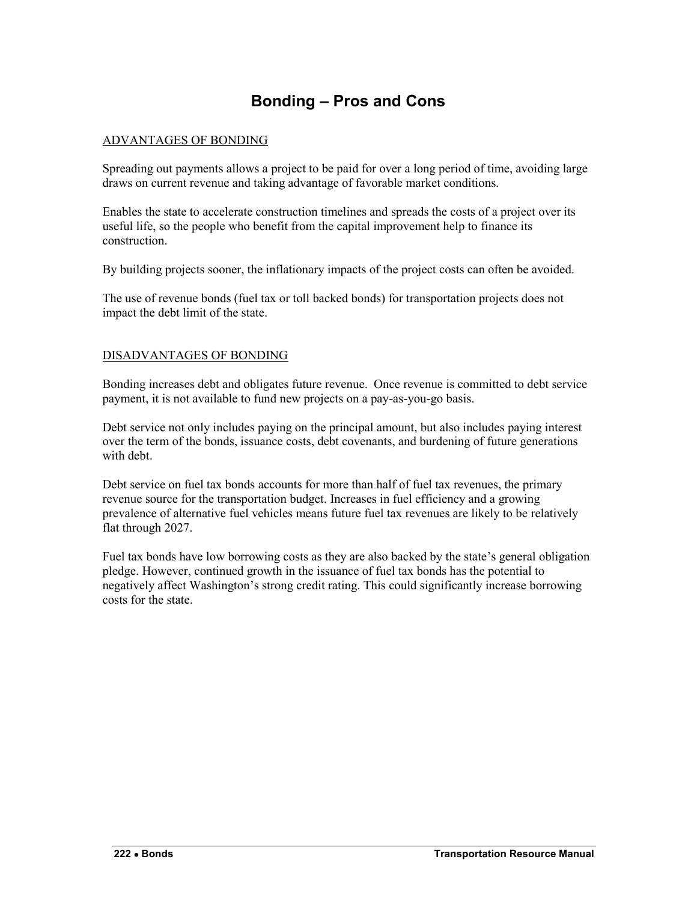# Bonding – Pros and Cons

## ADVANTAGES OF BONDING

Spreading out payments allows a project to be paid for over a long period of time, avoiding large draws on current revenue and taking advantage of favorable market conditions.

Enables the state to accelerate construction timelines and spreads the costs of a project over its useful life, so the people who benefit from the capital improvement help to finance its construction.

By building projects sooner, the inflationary impacts of the project costs can often be avoided.

The use of revenue bonds (fuel tax or toll backed bonds) for transportation projects does not impact the debt limit of the state.

## DISADVANTAGES OF BONDING

Bonding increases debt and obligates future revenue. Once revenue is committed to debt service payment, it is not available to fund new projects on a pay-as-you-go basis.

Debt service not only includes paying on the principal amount, but also includes paying interest over the term of the bonds, issuance costs, debt covenants, and burdening of future generations with debt.

Debt service on fuel tax bonds accounts for more than half of fuel tax revenues, the primary revenue source for the transportation budget. Increases in fuel efficiency and a growing prevalence of alternative fuel vehicles means future fuel tax revenues are likely to be relatively flat through 2027.

Fuel tax bonds have low borrowing costs as they are also backed by the state's general obligation pledge. However, continued growth in the issuance of fuel tax bonds has the potential to negatively affect Washington's strong credit rating. This could significantly increase borrowing costs for the state.